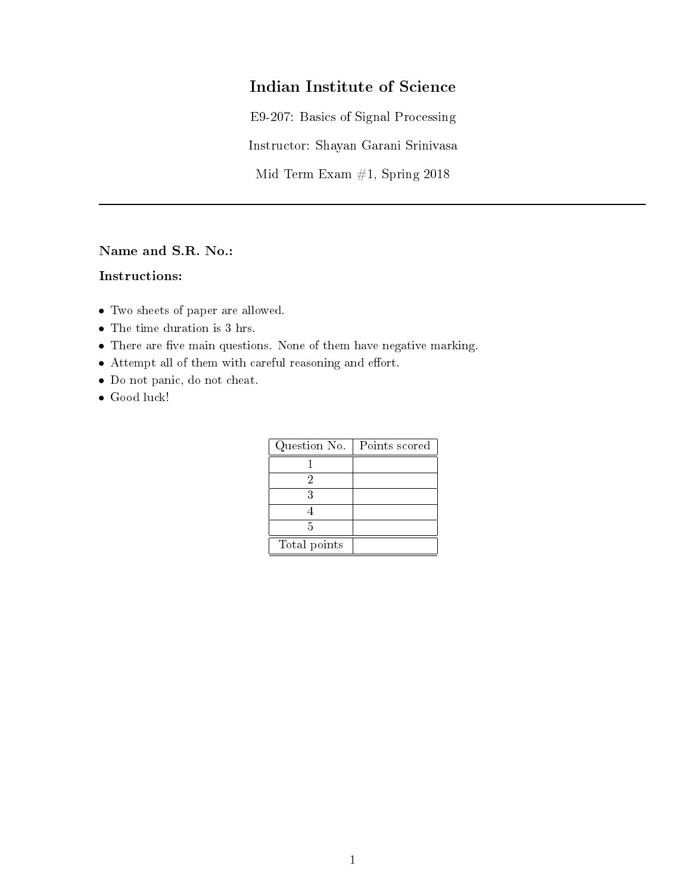# Indian Institute of Science

E9-207: Basics of Signal Processing

Instructor: Shayan Garani Srinivasa

Mid Term Exam #1, Spring 2018

---

**Name and S.R. No.:**

**Instructions:**

- Two sheets of paper are allowed.
- The time duration is 3 hrs.
- There are five main questions. None of them have negative marking.
- Attempt all of them with careful reasoning and effort.
- Do not panic, do not cheat.
- Good luck!

| Question No. | Points scored |
|---|---|
| 1 | |
| 2 | |
| 3 | |
| 4 | |
| 5 | |
| Total points | |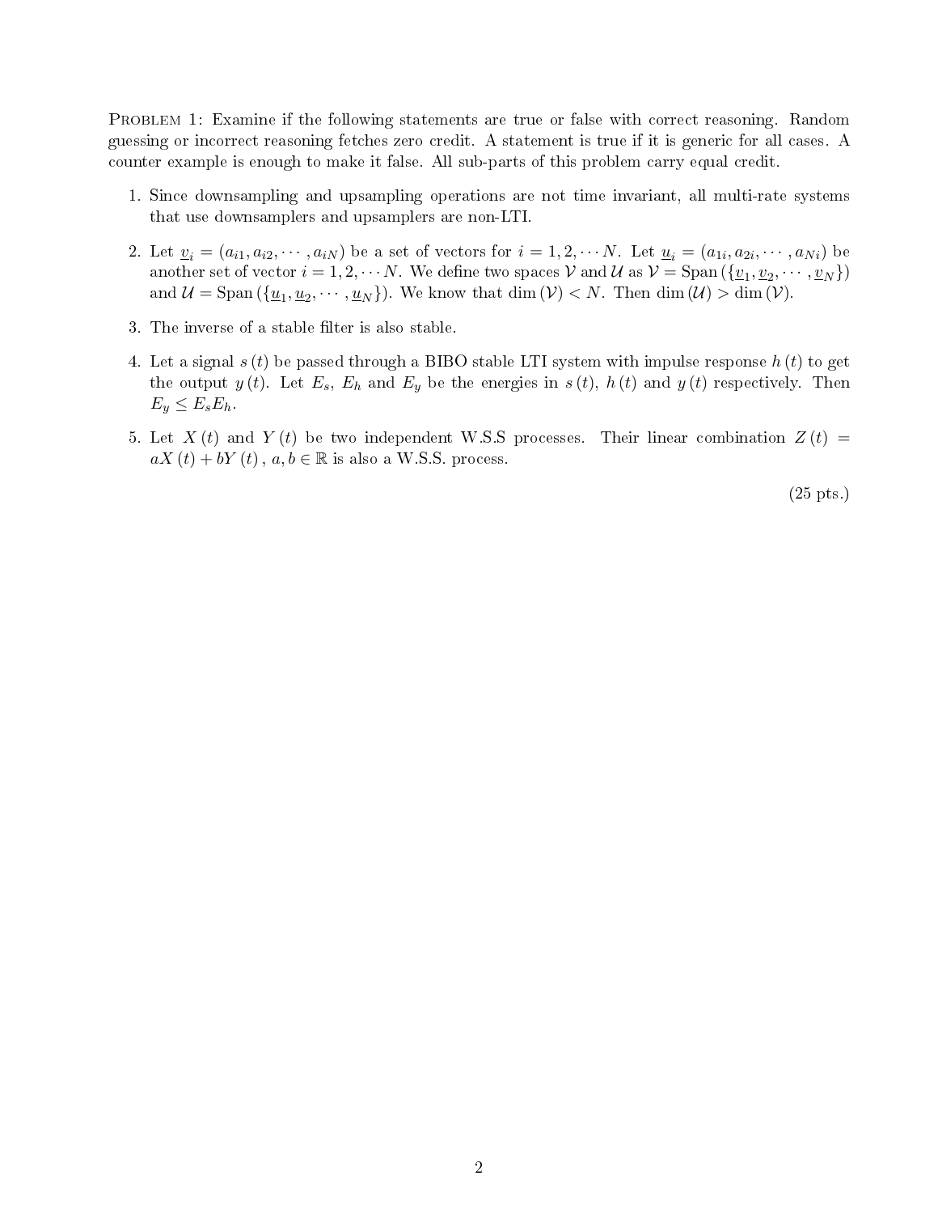**Problem 1:** Examine if the following statements are true or false with correct reasoning. Random guessing or incorrect reasoning fetches zero credit. A statement is true if it is generic for all cases. A counter example is enough to make it false. All sub-parts of this problem carry equal credit.

1. Since downsampling and upsampling operations are not time invariant, all multi-rate systems that use downsamplers and upsamplers are non-LTI.

2. Let $\underline{v}_i = (a_{i1}, a_{i2}, \cdots, a_{iN})$ be a set of vectors for $i = 1, 2, \cdots N$. Let $\underline{u}_i = (a_{1i}, a_{2i}, \cdots, a_{Ni})$ be another set of vector $i = 1, 2, \cdots N$. We define two spaces $\mathcal{V}$ and $\mathcal{U}$ as $\mathcal{V} = \text{Span}(\{\underline{v}_1, \underline{v}_2, \cdots, \underline{v}_N\})$ and $\mathcal{U} = \text{Span}(\{\underline{u}_1, \underline{u}_2, \cdots, \underline{u}_N\})$. We know that $\dim(\mathcal{V}) < N$. Then $\dim(\mathcal{U}) > \dim(\mathcal{V})$.

3. The inverse of a stable filter is also stable.

4. Let a signal $s(t)$ be passed through a BIBO stable LTI system with impulse response $h(t)$ to get the output $y(t)$. Let $E_s$, $E_h$ and $E_y$ be the energies in $s(t)$, $h(t)$ and $y(t)$ respectively. Then $E_y \leq E_s E_h$.

5. Let $X(t)$ and $Y(t)$ be two independent W.S.S processes. Their linear combination $Z(t) = aX(t) + bY(t)$, $a, b \in \mathbb{R}$ is also a W.S.S. process.

(25 pts.)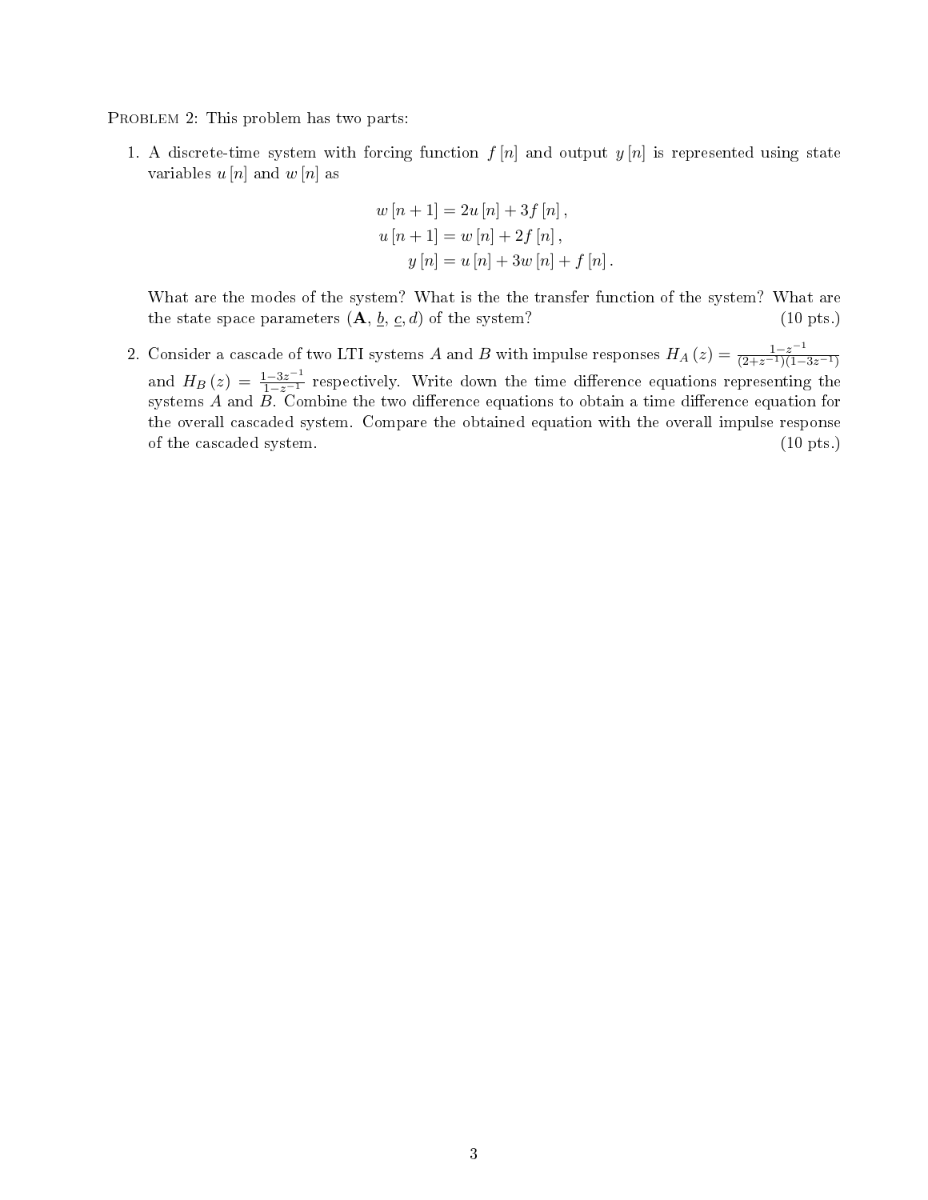PROBLEM 2: This problem has two parts:

1. A discrete-time system with forcing function $f[n]$ and output $y[n]$ is represented using state variables $u[n]$ and $w[n]$ as

$$
\begin{aligned}
w[n+1] &= 2u[n] + 3f[n], \\
u[n+1] &= w[n] + 2f[n], \\
y[n] &= u[n] + 3w[n] + f[n].
\end{aligned}
$$

What are the modes of the system? What is the the transfer function of the system? What are the state space parameters ($\mathbf{A}$, $\underline{b}$, $\underline{c}$, $d$) of the system? (10 pts.)

2. Consider a cascade of two LTI systems $A$ and $B$ with impulse responses $H_A(z) = \frac{1-z^{-1}}{(2+z^{-1})(1-3z^{-1})}$ and $H_B(z) = \frac{1-3z^{-1}}{1-z^{-1}}$ respectively. Write down the time difference equations representing the systems $A$ and $B$. Combine the two difference equations to obtain a time difference equation for the overall cascaded system. Compare the obtained equation with the overall impulse response of the cascaded system. (10 pts.)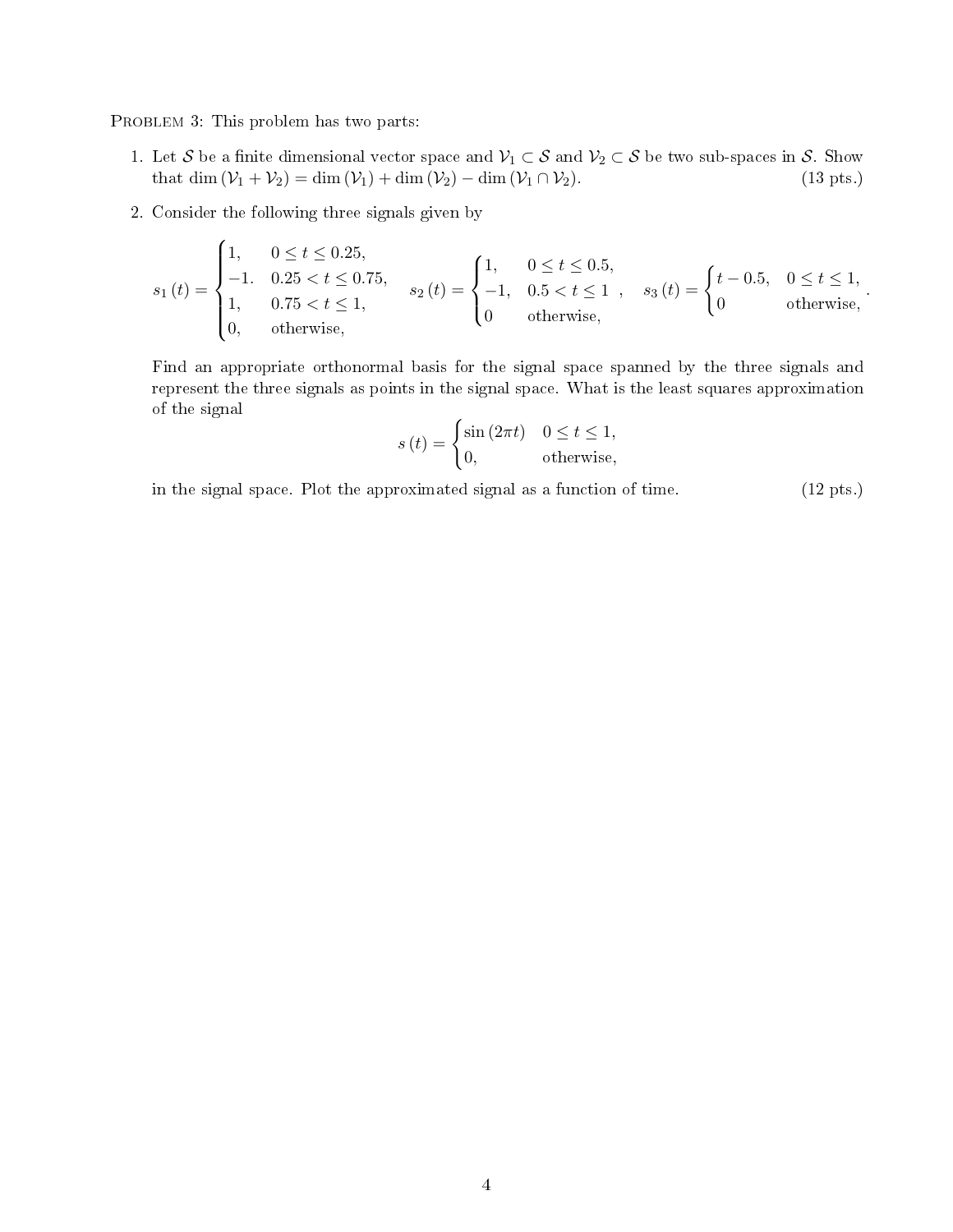PROBLEM 3: This problem has two parts:

1. Let $\mathcal{S}$ be a finite dimensional vector space and $\mathcal{V}_1 \subset \mathcal{S}$ and $\mathcal{V}_2 \subset \mathcal{S}$ be two sub-spaces in $\mathcal{S}$. Show that $\dim(\mathcal{V}_1 + \mathcal{V}_2) = \dim(\mathcal{V}_1) + \dim(\mathcal{V}_2) - \dim(\mathcal{V}_1 \cap \mathcal{V}_2)$. (13 pts.)

2. Consider the following three signals given by

$$s_1(t) = \begin{cases} 1, & 0 \le t \le 0.25, \\ -1. & 0.25 < t \le 0.75, \\ 1, & 0.75 < t \le 1, \\ 0, & \text{otherwise,} \end{cases} \quad s_2(t) = \begin{cases} 1, & 0 \le t \le 0.5, \\ -1, & 0.5 < t \le 1 \\ 0 & \text{otherwise,} \end{cases}, \quad s_3(t) = \begin{cases} t - 0.5, & 0 \le t \le 1, \\ 0 & \text{otherwise,} \end{cases}.$$

Find an appropriate orthonormal basis for the signal space spanned by the three signals and represent the three signals as points in the signal space. What is the least squares approximation of the signal

$$s(t) = \begin{cases} \sin(2\pi t) & 0 \le t \le 1, \\ 0, & \text{otherwise,} \end{cases}$$

in the signal space. Plot the approximated signal as a function of time. (12 pts.)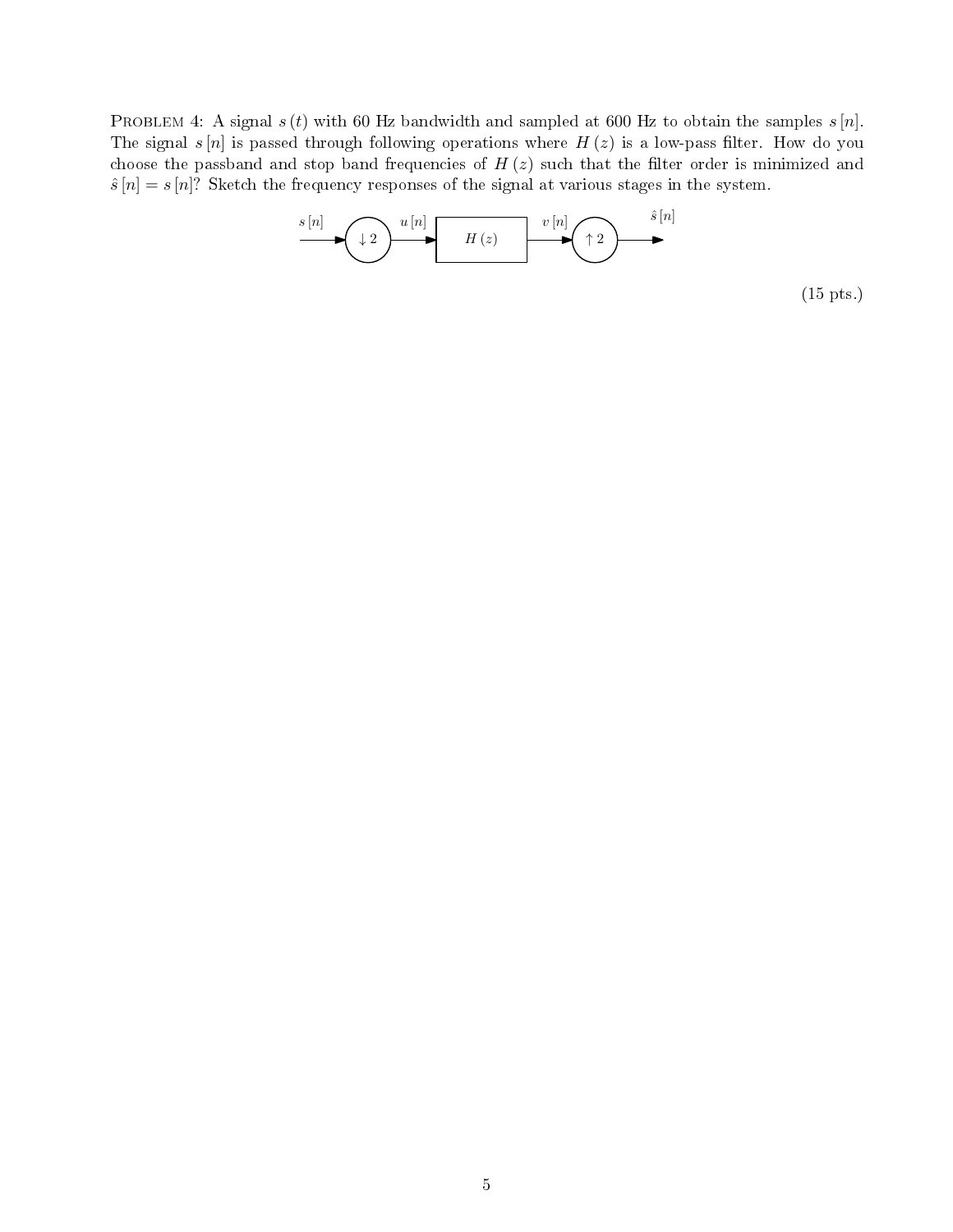PROBLEM 4: A signal $s(t)$ with 60 Hz bandwidth and sampled at 600 Hz to obtain the samples $s[n]$. The signal $s[n]$ is passed through following operations where $H(z)$ is a low-pass filter. How do you choose the passband and stop band frequencies of $H(z)$ such that the filter order is minimized and $\hat{s}[n] = s[n]$? Sketch the frequency responses of the signal at various stages in the system.

$$s[n] \rightarrow \boxed{\downarrow 2} \xrightarrow{u[n]} \boxed{H(z)} \xrightarrow{v[n]} \boxed{\uparrow 2} \rightarrow \hat{s}[n]$$

(15 pts.)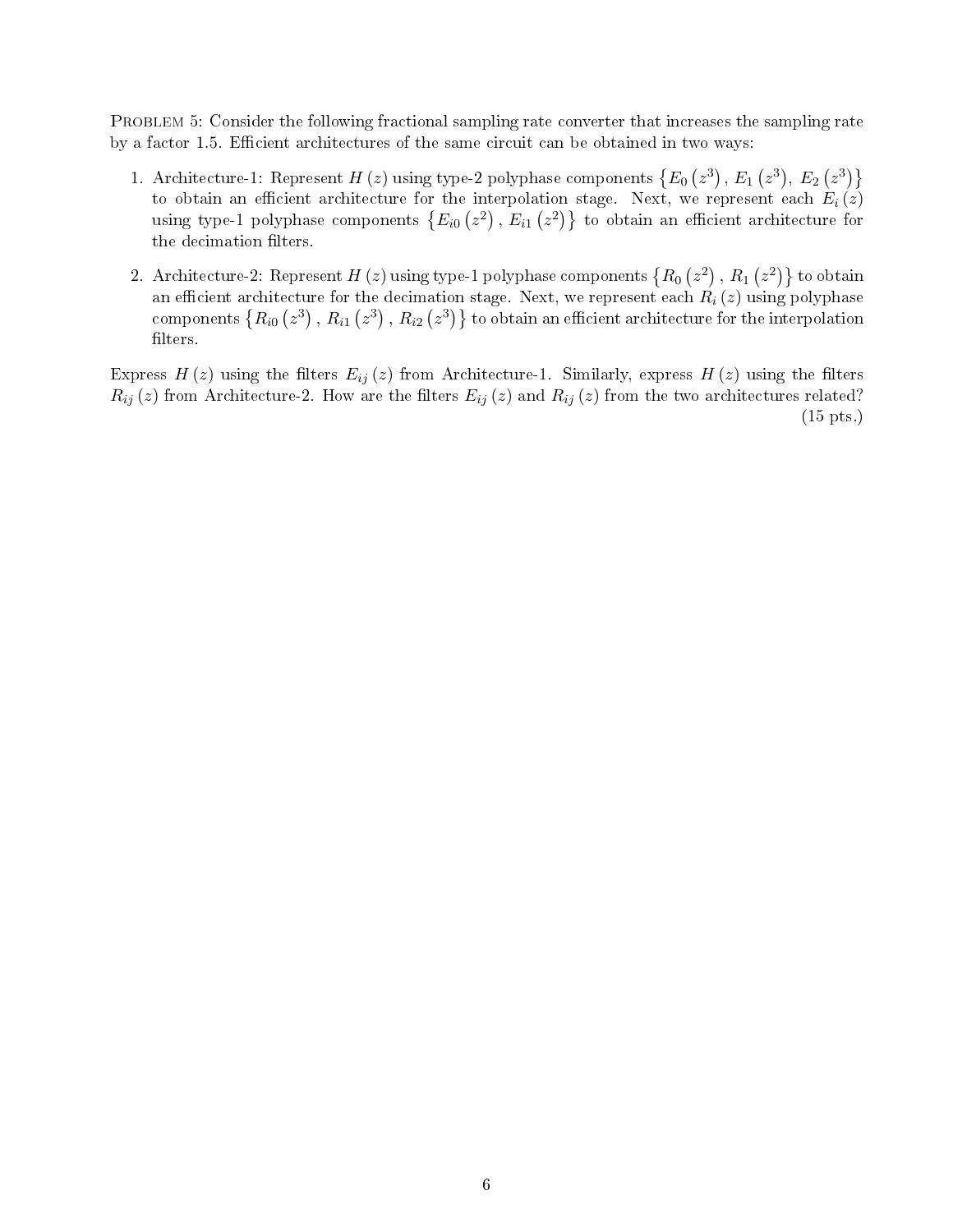Problem 5: Consider the following fractional sampling rate converter that increases the sampling rate by a factor 1.5. Efficient architectures of the same circuit can be obtained in two ways:

1. Architecture-1: Represent $H(z)$ using type-2 polyphase components $\{E_0(z^3), E_1(z^3), E_2(z^3)\}$ to obtain an efficient architecture for the interpolation stage. Next, we represent each $E_i(z)$ using type-1 polyphase components $\{E_{i0}(z^2), E_{i1}(z^2)\}$ to obtain an efficient architecture for the decimation filters.

2. Architecture-2: Represent $H(z)$ using type-1 polyphase components $\{R_0(z^2), R_1(z^2)\}$ to obtain an efficient architecture for the decimation stage. Next, we represent each $R_i(z)$ using polyphase components $\{R_{i0}(z^3), R_{i1}(z^3), R_{i2}(z^3)\}$ to obtain an efficient architecture for the interpolation filters.

Express $H(z)$ using the filters $E_{ij}(z)$ from Architecture-1. Similarly, express $H(z)$ using the filters $R_{ij}(z)$ from Architecture-2. How are the filters $E_{ij}(z)$ and $R_{ij}(z)$ from the two architectures related? (15 pts.)